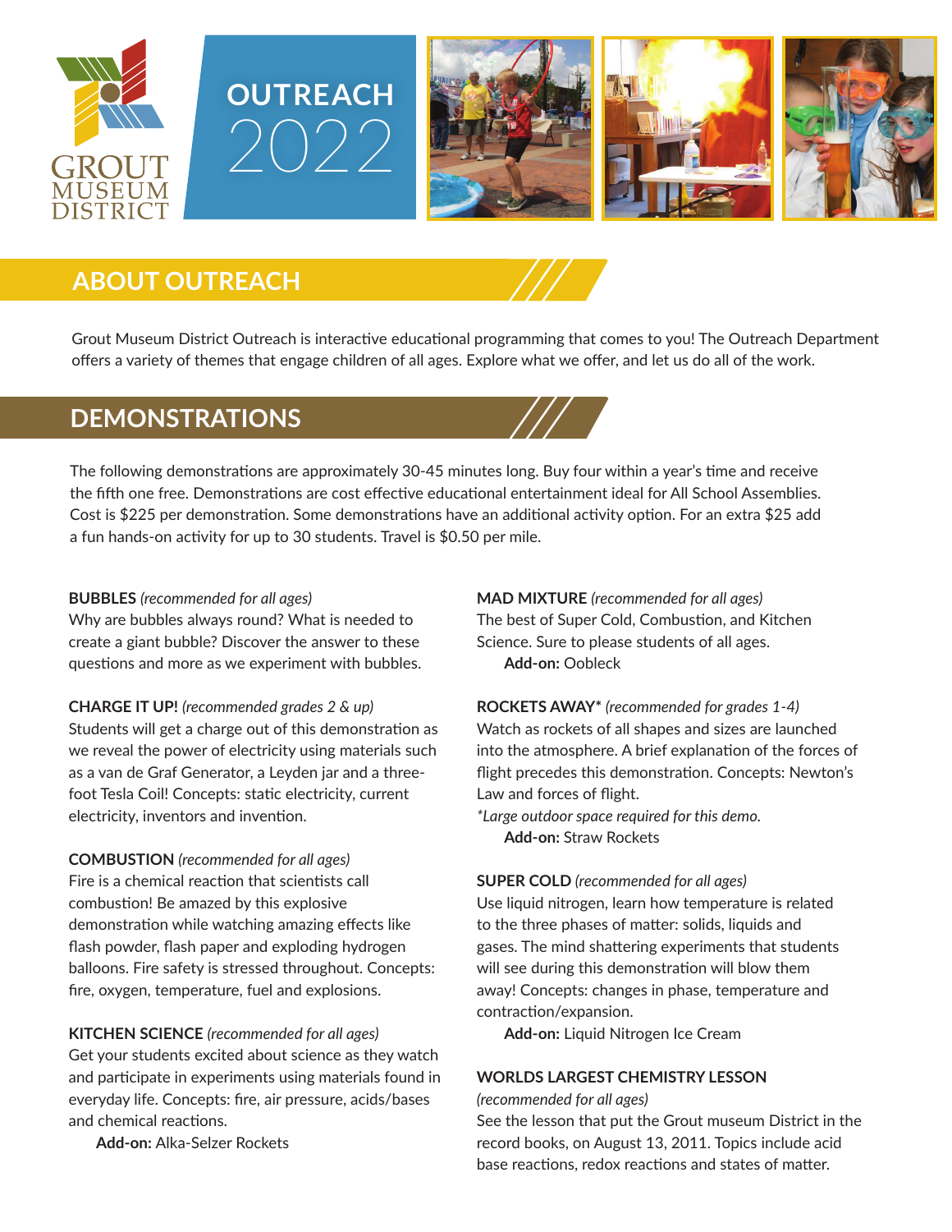GROUT MUSEUM DISTRICT

# OUTREACH 2022

## ABOUT OUTREACH

Grout Museum District Outreach is interactive educational programming that comes to you! The Outreach Department offers a variety of themes that engage children of all ages. Explore what we offer, and let us do all of the work.

## DEMONSTRATIONS

The following demonstrations are approximately 30-45 minutes long. Buy four within a year's time and receive the fifth one free. Demonstrations are cost effective educational entertainment ideal for All School Assemblies. Cost is $225 per demonstration. Some demonstrations have an additional activity option. For an extra $25 add a fun hands-on activity for up to 30 students. Travel is $0.50 per mile.

**BUBBLES** *(recommended for all ages)*
Why are bubbles always round? What is needed to create a giant bubble? Discover the answer to these questions and more as we experiment with bubbles.

**CHARGE IT UP!** *(recommended grades 2 & up)*
Students will get a charge out of this demonstration as we reveal the power of electricity using materials such as a van de Graf Generator, a Leyden jar and a three-foot Tesla Coil! Concepts: static electricity, current electricity, inventors and invention.

**COMBUSTION** *(recommended for all ages)*
Fire is a chemical reaction that scientists call combustion! Be amazed by this explosive demonstration while watching amazing effects like flash powder, flash paper and exploding hydrogen balloons. Fire safety is stressed throughout. Concepts: fire, oxygen, temperature, fuel and explosions.

**KITCHEN SCIENCE** *(recommended for all ages)*
Get your students excited about science as they watch and participate in experiments using materials found in everyday life. Concepts: fire, air pressure, acids/bases and chemical reactions.
**Add-on:** Alka-Selzer Rockets

**MAD MIXTURE** *(recommended for all ages)*
The best of Super Cold, Combustion, and Kitchen Science. Sure to please students of all ages.
**Add-on:** Oobleck

**ROCKETS AWAY*** *(recommended for grades 1-4)*
Watch as rockets of all shapes and sizes are launched into the atmosphere. A brief explanation of the forces of flight precedes this demonstration. Concepts: Newton's Law and forces of flight.
*\*Large outdoor space required for this demo.*
**Add-on:** Straw Rockets

**SUPER COLD** *(recommended for all ages)*
Use liquid nitrogen, learn how temperature is related to the three phases of matter: solids, liquids and gases. The mind shattering experiments that students will see during this demonstration will blow them away! Concepts: changes in phase, temperature and contraction/expansion.
**Add-on:** Liquid Nitrogen Ice Cream

**WORLDS LARGEST CHEMISTRY LESSON**
*(recommended for all ages)*
See the lesson that put the Grout museum District in the record books, on August 13, 2011. Topics include acid base reactions, redox reactions and states of matter.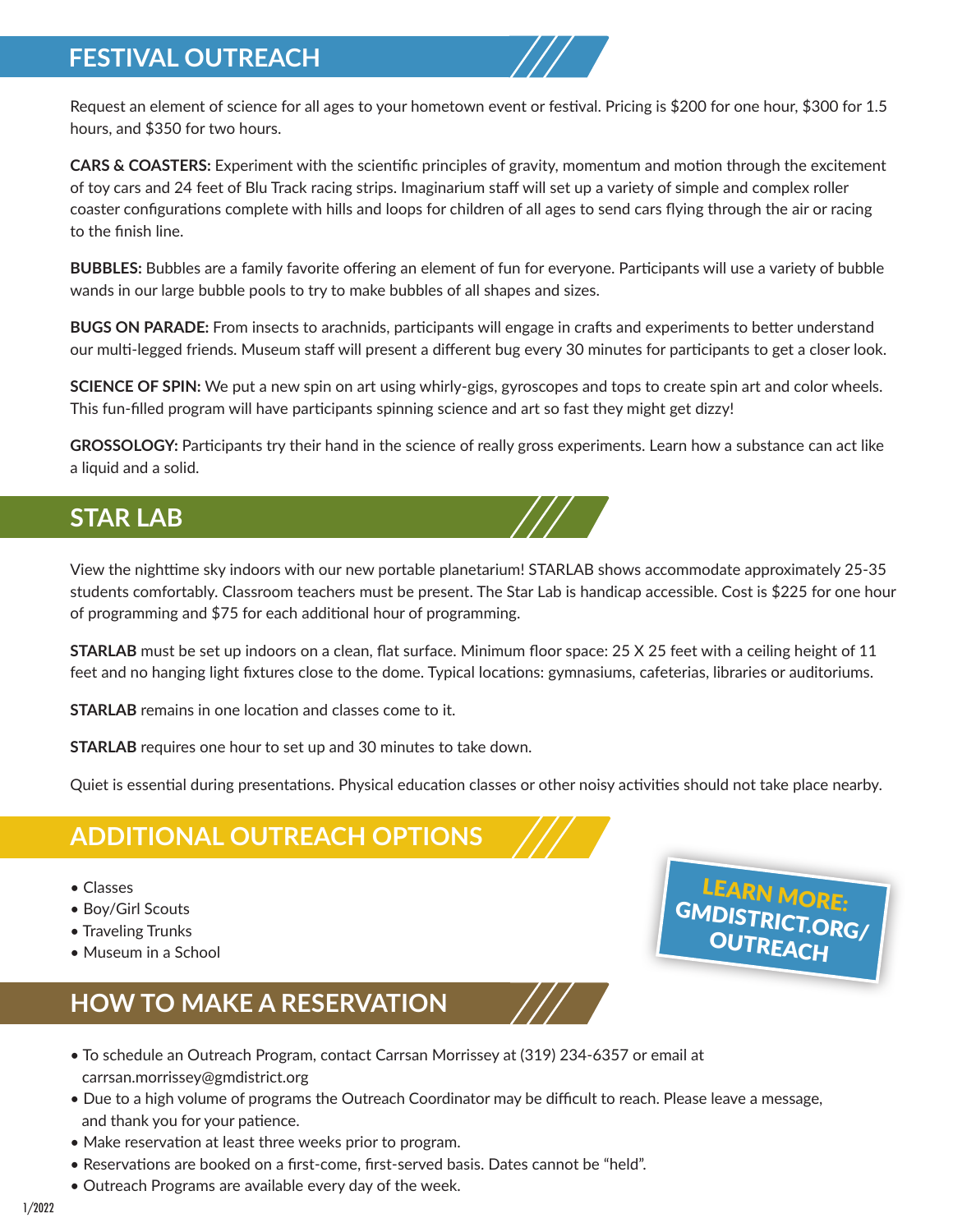## FESTIVAL OUTREACH

Request an element of science for all ages to your hometown event or festival. Pricing is $200 for one hour, $300 for 1.5 hours, and $350 for two hours.

**CARS & COASTERS:** Experiment with the scientific principles of gravity, momentum and motion through the excitement of toy cars and 24 feet of Blu Track racing strips. Imaginarium staff will set up a variety of simple and complex roller coaster configurations complete with hills and loops for children of all ages to send cars flying through the air or racing to the finish line.

**BUBBLES:** Bubbles are a family favorite offering an element of fun for everyone. Participants will use a variety of bubble wands in our large bubble pools to try to make bubbles of all shapes and sizes.

**BUGS ON PARADE:** From insects to arachnids, participants will engage in crafts and experiments to better understand our multi-legged friends. Museum staff will present a different bug every 30 minutes for participants to get a closer look.

**SCIENCE OF SPIN:** We put a new spin on art using whirly-gigs, gyroscopes and tops to create spin art and color wheels. This fun-filled program will have participants spinning science and art so fast they might get dizzy!

**GROSSOLOGY:** Participants try their hand in the science of really gross experiments. Learn how a substance can act like a liquid and a solid.

## STAR LAB

View the nighttime sky indoors with our new portable planetarium! STARLAB shows accommodate approximately 25-35 students comfortably. Classroom teachers must be present. The Star Lab is handicap accessible. Cost is $225 for one hour of programming and $75 for each additional hour of programming.

**STARLAB** must be set up indoors on a clean, flat surface. Minimum floor space: 25 X 25 feet with a ceiling height of 11 feet and no hanging light fixtures close to the dome. Typical locations: gymnasiums, cafeterias, libraries or auditoriums.

**STARLAB** remains in one location and classes come to it.

**STARLAB** requires one hour to set up and 30 minutes to take down.

Quiet is essential during presentations. Physical education classes or other noisy activities should not take place nearby.

## ADDITIONAL OUTREACH OPTIONS

- Classes
- Boy/Girl Scouts
- Traveling Trunks
- Museum in a School

**LEARN MORE: GMDISTRICT.ORG/ OUTREACH**

## HOW TO MAKE A RESERVATION

- To schedule an Outreach Program, contact Carrsan Morrissey at (319) 234-6357 or email at carrsan.morrissey@gmdistrict.org
- Due to a high volume of programs the Outreach Coordinator may be difficult to reach. Please leave a message, and thank you for your patience.
- Make reservation at least three weeks prior to program.
- Reservations are booked on a first-come, first-served basis. Dates cannot be "held".
- Outreach Programs are available every day of the week.

1/2022